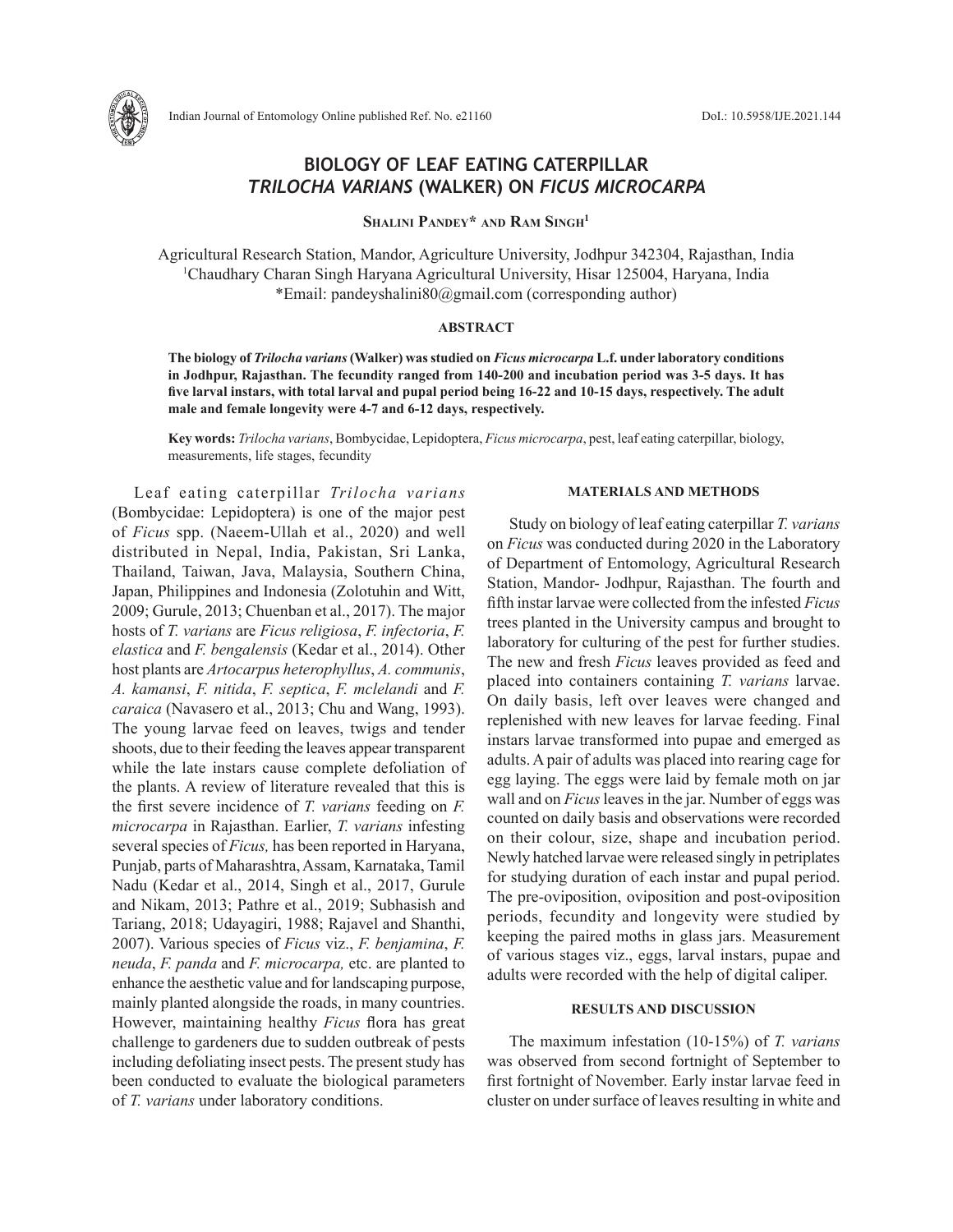# BIOLOGY OF LEAF EATING CATERPILLAR *TRILOCHA VARIANS* (WALKER) ON *FICUS MICROCARPA*

**Shalini Pandey\* and Ram Singh[1]**

Agricultural Research Station, Mandor, Agriculture University, Jodhpur 342304, Rajasthan, India
[1]Chaudhary Charan Singh Haryana Agricultural University, Hisar 125004, Haryana, India
\*Email: pandeyshalini80@gmail.com (corresponding author)

## ABSTRACT

**The biology of *Trilocha varians* (Walker) was studied on *Ficus microcarpa* L.f. under laboratory conditions in Jodhpur, Rajasthan. The fecundity ranged from 140-200 and incubation period was 3-5 days. It has five larval instars, with total larval and pupal period being 16-22 and 10-15 days, respectively. The adult male and female longevity were 4-7 and 6-12 days, respectively.**

**Key words:** *Trilocha varians*, Bombycidae, Lepidoptera, *Ficus microcarpa*, pest, leaf eating caterpillar, biology, measurements, life stages, fecundity

Leaf eating caterpillar *Trilocha varians* (Bombycidae: Lepidoptera) is one of the major pest of *Ficus* spp. (Naeem-Ullah et al., 2020) and well distributed in Nepal, India, Pakistan, Sri Lanka, Thailand, Taiwan, Java, Malaysia, Southern China, Japan, Philippines and Indonesia (Zolotuhin and Witt, 2009; Gurule, 2013; Chuenban et al., 2017). The major hosts of *T. varians* are *Ficus religiosa*, *F. infectoria*, *F. elastica* and *F. bengalensis* (Kedar et al., 2014). Other host plants are *Artocarpus heterophyllus*, *A. communis*, *A. kamansi*, *F. nitida*, *F. septica*, *F. mclelandi* and *F. caraica* (Navasero et al., 2013; Chu and Wang, 1993). The young larvae feed on leaves, twigs and tender shoots, due to their feeding the leaves appear transparent while the late instars cause complete defoliation of the plants. A review of literature revealed that this is the first severe incidence of *T. varians* feeding on *F. microcarpa* in Rajasthan. Earlier, *T. varians* infesting several species of *Ficus,* has been reported in Haryana, Punjab, parts of Maharashtra, Assam, Karnataka, Tamil Nadu (Kedar et al., 2014, Singh et al., 2017, Gurule and Nikam, 2013; Pathre et al., 2019; Subhasish and Tariang, 2018; Udayagiri, 1988; Rajavel and Shanthi, 2007). Various species of *Ficus* viz., *F. benjamina*, *F. neuda*, *F. panda* and *F. microcarpa,* etc. are planted to enhance the aesthetic value and for landscaping purpose, mainly planted alongside the roads, in many countries. However, maintaining healthy *Ficus* flora has great challenge to gardeners due to sudden outbreak of pests including defoliating insect pests. The present study has been conducted to evaluate the biological parameters of *T. varians* under laboratory conditions.

## MATERIALS AND METHODS

Study on biology of leaf eating caterpillar *T. varians* on *Ficus* was conducted during 2020 in the Laboratory of Department of Entomology, Agricultural Research Station, Mandor- Jodhpur, Rajasthan. The fourth and fifth instar larvae were collected from the infested *Ficus* trees planted in the University campus and brought to laboratory for culturing of the pest for further studies. The new and fresh *Ficus* leaves provided as feed and placed into containers containing *T. varians* larvae. On daily basis, left over leaves were changed and replenished with new leaves for larvae feeding. Final instars larvae transformed into pupae and emerged as adults. A pair of adults was placed into rearing cage for egg laying. The eggs were laid by female moth on jar wall and on *Ficus* leaves in the jar. Number of eggs was counted on daily basis and observations were recorded on their colour, size, shape and incubation period. Newly hatched larvae were released singly in petriplates for studying duration of each instar and pupal period. The pre-oviposition, oviposition and post-oviposition periods, fecundity and longevity were studied by keeping the paired moths in glass jars. Measurement of various stages viz., eggs, larval instars, pupae and adults were recorded with the help of digital caliper.

## RESULTS AND DISCUSSION

The maximum infestation (10-15%) of *T. varians* was observed from second fortnight of September to first fortnight of November. Early instar larvae feed in cluster on under surface of leaves resulting in white and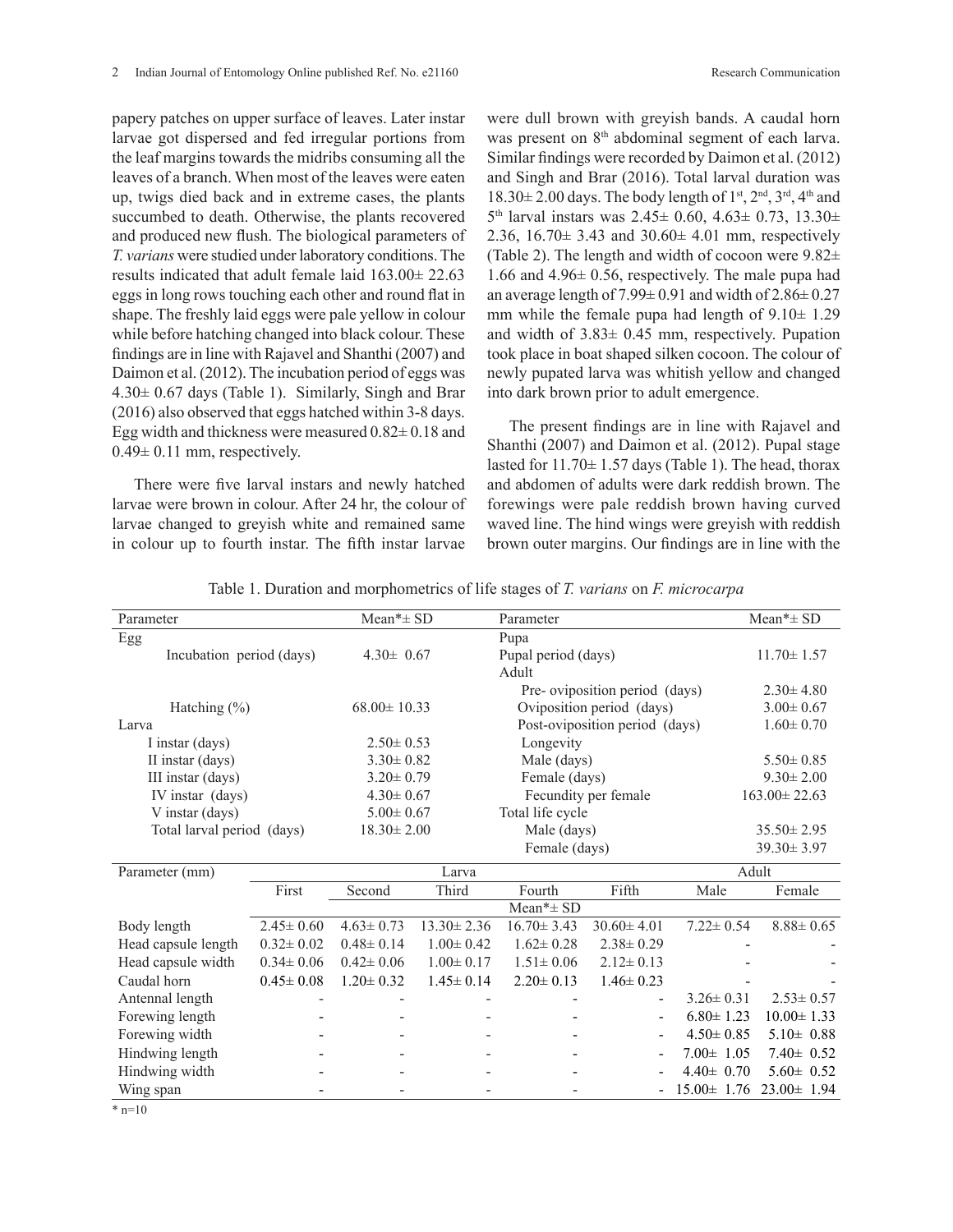papery patches on upper surface of leaves. Later instar larvae got dispersed and fed irregular portions from the leaf margins towards the midribs consuming all the leaves of a branch. When most of the leaves were eaten up, twigs died back and in extreme cases, the plants succumbed to death. Otherwise, the plants recovered and produced new flush. The biological parameters of *T. varians* were studied under laboratory conditions. The results indicated that adult female laid 163.00± 22.63 eggs in long rows touching each other and round flat in shape. The freshly laid eggs were pale yellow in colour while before hatching changed into black colour. These findings are in line with Rajavel and Shanthi (2007) and Daimon et al. (2012). The incubation period of eggs was 4.30± 0.67 days (Table 1). Similarly, Singh and Brar (2016) also observed that eggs hatched within 3-8 days. Egg width and thickness were measured 0.82± 0.18 and 0.49± 0.11 mm, respectively.

There were five larval instars and newly hatched larvae were brown in colour. After 24 hr, the colour of larvae changed to greyish white and remained same in colour up to fourth instar. The fifth instar larvae were dull brown with greyish bands. A caudal horn was present on 8th abdominal segment of each larva. Similar findings were recorded by Daimon et al. (2012) and Singh and Brar (2016). Total larval duration was 18.30± 2.00 days. The body length of 1st, 2nd, 3rd, 4th and 5th larval instars was 2.45± 0.60, 4.63± 0.73, 13.30± 2.36, 16.70± 3.43 and 30.60± 4.01 mm, respectively (Table 2). The length and width of cocoon were 9.82± 1.66 and 4.96± 0.56, respectively. The male pupa had an average length of 7.99± 0.91 and width of 2.86± 0.27 mm while the female pupa had length of 9.10± 1.29 and width of 3.83± 0.45 mm, respectively. Pupation took place in boat shaped silken cocoon. The colour of newly pupated larva was whitish yellow and changed into dark brown prior to adult emergence.

The present findings are in line with Rajavel and Shanthi (2007) and Daimon et al. (2012). Pupal stage lasted for 11.70± 1.57 days (Table 1). The head, thorax and abdomen of adults were dark reddish brown. The forewings were pale reddish brown having curved waved line. The hind wings were greyish with reddish brown outer margins. Our findings are in line with the

Table 1. Duration and morphometrics of life stages of *T. varians* on *F. microcarpa*

| Parameter | Mean*± SD | Parameter | Mean*± SD |
|---|---|---|---|
| Egg | | Pupa | |
| Incubation period (days) | 4.30± 0.67 | Pupal period (days) | 11.70± 1.57 |
| | | Adult | |
| | | Pre- oviposition period (days) | 2.30± 4.80 |
| Hatching (%) | 68.00± 10.33 | Oviposition period (days) | 3.00± 0.67 |
| Larva | | Post-oviposition period (days) | 1.60± 0.70 |
| I instar (days) | 2.50± 0.53 | Longevity | |
| II instar (days) | 3.30± 0.82 | Male (days) | 5.50± 0.85 |
| III instar (days) | 3.20± 0.79 | Female (days) | 9.30± 2.00 |
| IV instar (days) | 4.30± 0.67 | Fecundity per female | 163.00± 22.63 |
| V instar (days) | 5.00± 0.67 | Total life cycle | |
| Total larval period (days) | 18.30± 2.00 | Male (days) | 35.50± 2.95 |
| | | Female (days) | 39.30± 3.97 |

| Parameter (mm) | Larva | | | | | Adult | |
|---|---|---|---|---|---|---|---|
| | First | Second | Third | Fourth | Fifth | Male | Female |
| | Mean*± SD | | | | | | |
| Body length | 2.45± 0.60 | 4.63± 0.73 | 13.30± 2.36 | 16.70± 3.43 | 30.60± 4.01 | 7.22± 0.54 | 8.88± 0.65 |
| Head capsule length | 0.32± 0.02 | 0.48± 0.14 | 1.00± 0.42 | 1.62± 0.28 | 2.38± 0.29 | - | - |
| Head capsule width | 0.34± 0.06 | 0.42± 0.06 | 1.00± 0.17 | 1.51± 0.06 | 2.12± 0.13 | - | - |
| Caudal horn | 0.45± 0.08 | 1.20± 0.32 | 1.45± 0.14 | 2.20± 0.13 | 1.46± 0.23 | - | - |
| Antennal length | - | - | - | - | - | 3.26± 0.31 | 2.53± 0.57 |
| Forewing length | - | - | - | - | - | 6.80± 1.23 | 10.00± 1.33 |
| Forewing width | - | - | - | - | - | 4.50± 0.85 | 5.10± 0.88 |
| Hindwing length | - | - | - | - | - | 7.00± 1.05 | 7.40± 0.52 |
| Hindwing width | - | - | - | - | - | 4.40± 0.70 | 5.60± 0.52 |
| Wing span | - | - | - | - | - | 15.00± 1.76 | 23.00± 1.94 |

\* n=10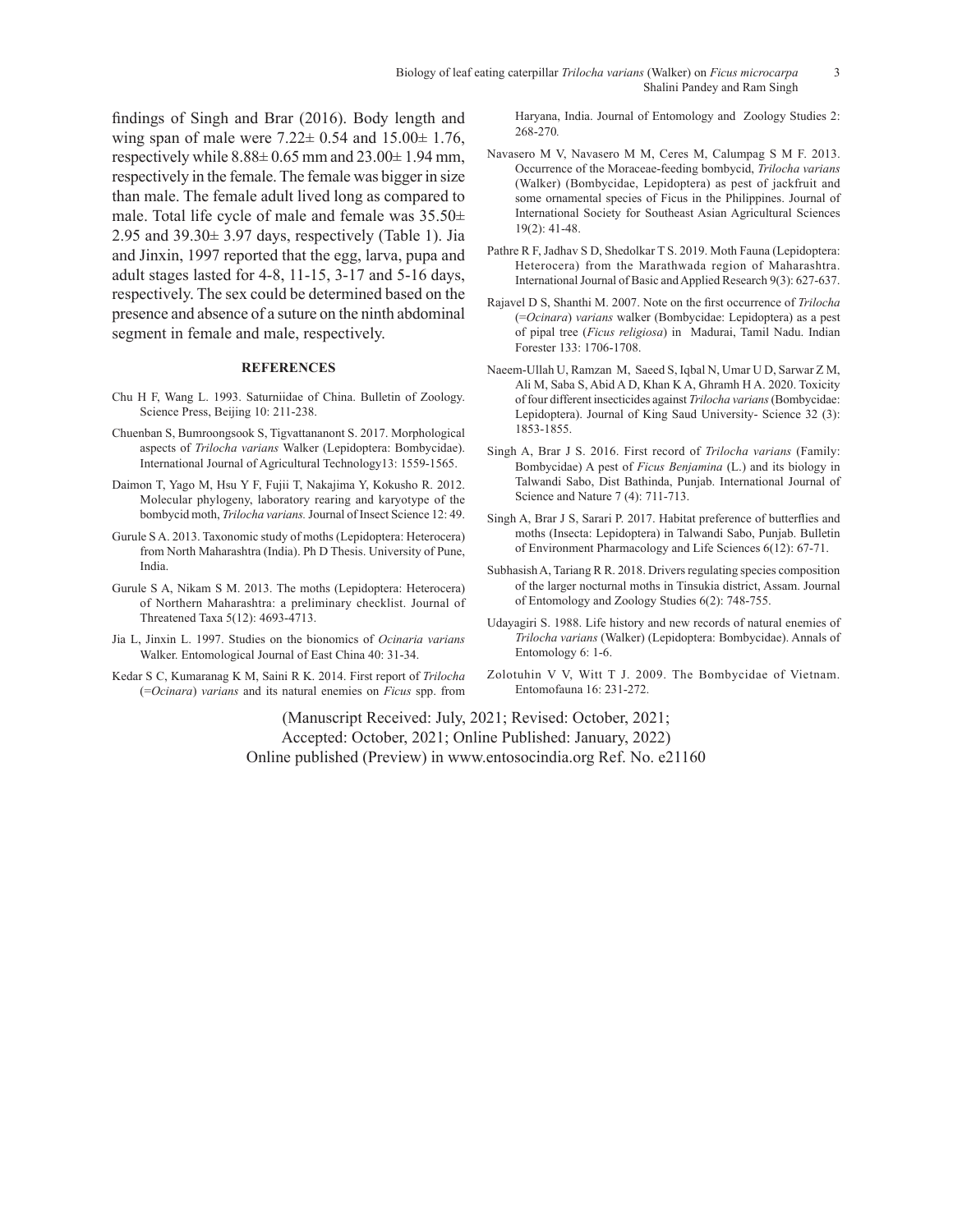findings of Singh and Brar (2016). Body length and wing span of male were 7.22± 0.54 and 15.00± 1.76, respectively while 8.88± 0.65 mm and 23.00± 1.94 mm, respectively in the female. The female was bigger in size than male. The female adult lived long as compared to male. Total life cycle of male and female was 35.50± 2.95 and 39.30± 3.97 days, respectively (Table 1). Jia and Jinxin, 1997 reported that the egg, larva, pupa and adult stages lasted for 4-8, 11-15, 3-17 and 5-16 days, respectively. The sex could be determined based on the presence and absence of a suture on the ninth abdominal segment in female and male, respectively.

## REFERENCES

Chu H F, Wang L. 1993. Saturniidae of China. Bulletin of Zoology. Science Press, Beijing 10: 211-238.

Chuenban S, Bumroongsook S, Tigvattananont S. 2017. Morphological aspects of *Trilocha varians* Walker (Lepidoptera: Bombycidae). International Journal of Agricultural Technology13: 1559-1565.

Daimon T, Yago M, Hsu Y F, Fujii T, Nakajima Y, Kokusho R. 2012. Molecular phylogeny, laboratory rearing and karyotype of the bombycid moth, *Trilocha varians.* Journal of Insect Science 12: 49.

Gurule S A. 2013. Taxonomic study of moths (Lepidoptera: Heterocera) from North Maharashtra (India). Ph D Thesis. University of Pune, India.

Gurule S A, Nikam S M. 2013. The moths (Lepidoptera: Heterocera) of Northern Maharashtra: a preliminary checklist. Journal of Threatened Taxa 5(12): 4693-4713.

Jia L, Jinxin L. 1997. Studies on the bionomics of *Ocinaria varians* Walker. Entomological Journal of East China 40: 31-34.

Kedar S C, Kumaranag K M, Saini R K. 2014. First report of *Trilocha* (=*Ocinara*) *varians* and its natural enemies on *Ficus* spp. from Haryana, India. Journal of Entomology and Zoology Studies 2: 268-270.

Navasero M V, Navasero M M, Ceres M, Calumpag S M F. 2013. Occurrence of the Moraceae-feeding bombycid, *Trilocha varians* (Walker) (Bombycidae, Lepidoptera) as pest of jackfruit and some ornamental species of Ficus in the Philippines. Journal of International Society for Southeast Asian Agricultural Sciences 19(2): 41-48.

Pathre R F, Jadhav S D, Shedolkar T S. 2019. Moth Fauna (Lepidoptera: Heterocera) from the Marathwada region of Maharashtra. International Journal of Basic and Applied Research 9(3): 627-637.

Rajavel D S, Shanthi M. 2007. Note on the first occurrence of *Trilocha* (=*Ocinara*) *varians* walker (Bombycidae: Lepidoptera) as a pest of pipal tree (*Ficus religiosa*) in Madurai, Tamil Nadu. Indian Forester 133: 1706-1708.

Naeem-Ullah U, Ramzan M, Saeed S, Iqbal N, Umar U D, Sarwar Z M, Ali M, Saba S, Abid A D, Khan K A, Ghramh H A. 2020. Toxicity of four different insecticides against *Trilocha varians* (Bombycidae: Lepidoptera). Journal of King Saud University- Science 32 (3): 1853-1855.

Singh A, Brar J S. 2016. First record of *Trilocha varians* (Family: Bombycidae) A pest of *Ficus Benjamina* (L.) and its biology in Talwandi Sabo, Dist Bathinda, Punjab. International Journal of Science and Nature 7 (4): 711-713.

Singh A, Brar J S, Sarari P. 2017. Habitat preference of butterflies and moths (Insecta: Lepidoptera) in Talwandi Sabo, Punjab. Bulletin of Environment Pharmacology and Life Sciences 6(12): 67-71.

Subhasish A, Tariang R R. 2018. Drivers regulating species composition of the larger nocturnal moths in Tinsukia district, Assam. Journal of Entomology and Zoology Studies 6(2): 748-755.

Udayagiri S. 1988. Life history and new records of natural enemies of *Trilocha varians* (Walker) (Lepidoptera: Bombycidae). Annals of Entomology 6: 1-6.

Zolotuhin V V, Witt T J. 2009. The Bombycidae of Vietnam. Entomofauna 16: 231-272.

(Manuscript Received: July, 2021; Revised: October, 2021; Accepted: October, 2021; Online Published: January, 2022)
Online published (Preview) in www.entosocindia.org Ref. No. e21160